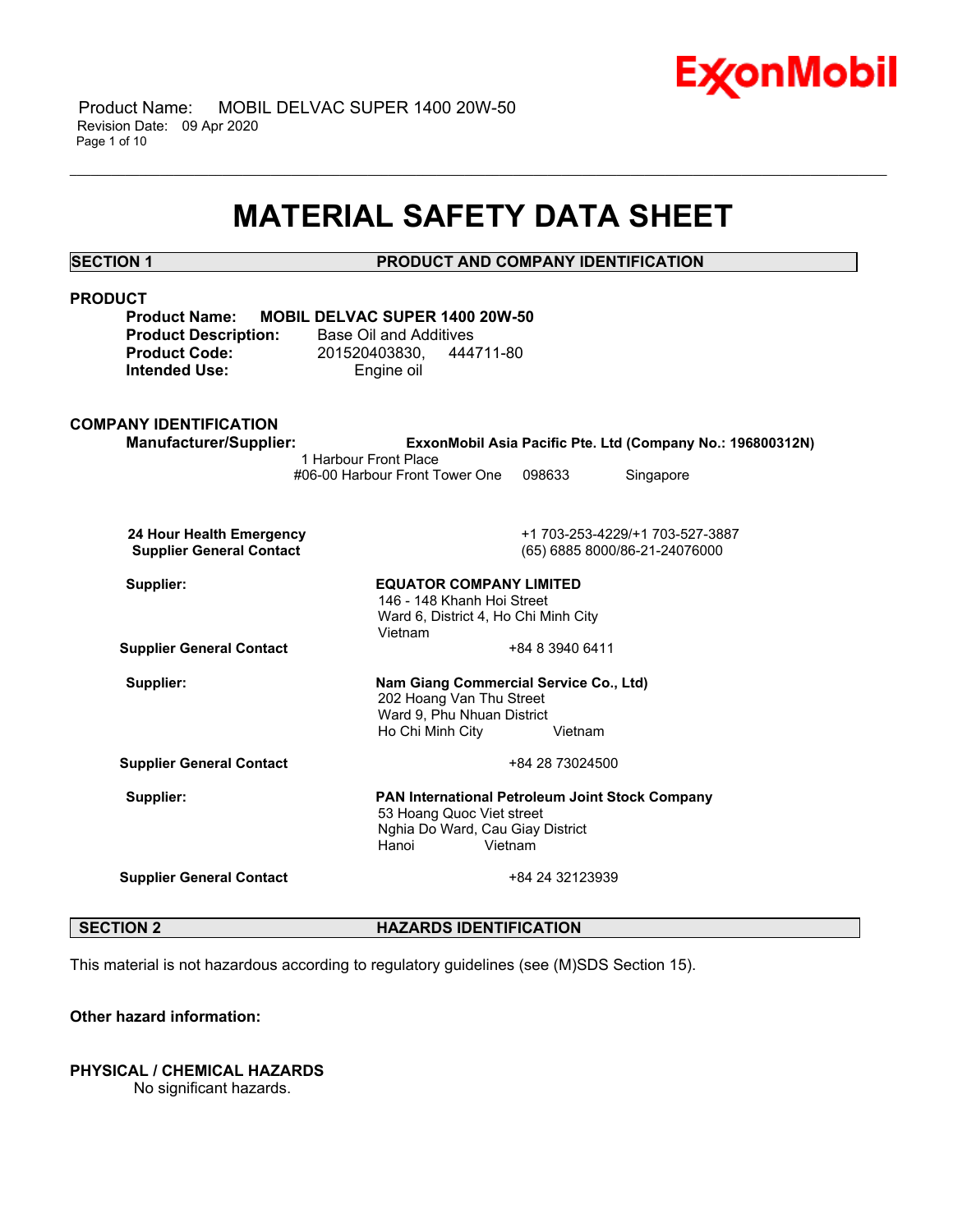# MATERIAL SAFETY DATA SHEET

## SECTION 1 PRODUCT AND COMPANY IDENTIFICATION

### PRODUCT

**Product Name:** **MOBIL DELVAC SUPER 1400 20W-50**
**Product Description:** Base Oil and Additives
**Product Code:** 201520403830, 444711-80
**Intended Use:** Engine oil

### COMPANY IDENTIFICATION

**Manufacturer/Supplier:** **ExxonMobil Asia Pacific Pte. Ltd (Company No.: 196800312N)**
1 Harbour Front Place
#06-00 Harbour Front Tower One 098633 Singapore

**24 Hour Health Emergency** +1 703-253-4229/+1 703-527-3887
**Supplier General Contact** (65) 6885 8000/86-21-24076000

**Supplier:** **EQUATOR COMPANY LIMITED**
146 - 148 Khanh Hoi Street
Ward 6, District 4, Ho Chi Minh City
Vietnam

**Supplier General Contact** +84 8 3940 6411

**Supplier:** **Nam Giang Commercial Service Co., Ltd)**
202 Hoang Van Thu Street
Ward 9, Phu Nhuan District
Ho Chi Minh City Vietnam

**Supplier General Contact** +84 28 73024500

**Supplier:** **PAN International Petroleum Joint Stock Company**
53 Hoang Quoc Viet street
Nghia Do Ward, Cau Giay District
Hanoi Vietnam

**Supplier General Contact** +84 24 32123939

## SECTION 2 HAZARDS IDENTIFICATION

This material is not hazardous according to regulatory guidelines (see (M)SDS Section 15).

**Other hazard information:**

### PHYSICAL / CHEMICAL HAZARDS

No significant hazards.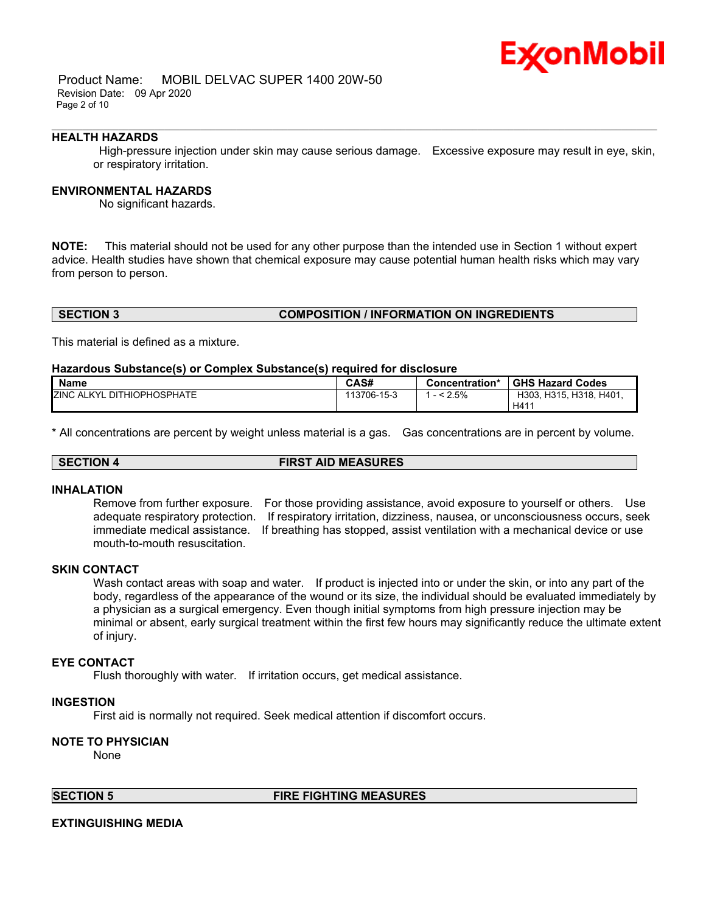### HEALTH HAZARDS

High-pressure injection under skin may cause serious damage. Excessive exposure may result in eye, skin, or respiratory irritation.

### ENVIRONMENTAL HAZARDS

No significant hazards.

**NOTE:** This material should not be used for any other purpose than the intended use in Section 1 without expert advice. Health studies have shown that chemical exposure may cause potential human health risks which may vary from person to person.

## SECTION 3 COMPOSITION / INFORMATION ON INGREDIENTS

This material is defined as a mixture.

**Hazardous Substance(s) or Complex Substance(s) required for disclosure**

| Name | CAS# | Concentration* | GHS Hazard Codes |
|---|---|---|---|
| ZINC ALKYL DITHIOPHOSPHATE | 113706-15-3 | 1 - < 2.5% | H303, H315, H318, H401, H411 |

* All concentrations are percent by weight unless material is a gas. Gas concentrations are in percent by volume.

## SECTION 4 FIRST AID MEASURES

### INHALATION

Remove from further exposure. For those providing assistance, avoid exposure to yourself or others. Use adequate respiratory protection. If respiratory irritation, dizziness, nausea, or unconsciousness occurs, seek immediate medical assistance. If breathing has stopped, assist ventilation with a mechanical device or use mouth-to-mouth resuscitation.

### SKIN CONTACT

Wash contact areas with soap and water. If product is injected into or under the skin, or into any part of the body, regardless of the appearance of the wound or its size, the individual should be evaluated immediately by a physician as a surgical emergency. Even though initial symptoms from high pressure injection may be minimal or absent, early surgical treatment within the first few hours may significantly reduce the ultimate extent of injury.

### EYE CONTACT

Flush thoroughly with water. If irritation occurs, get medical assistance.

### INGESTION

First aid is normally not required. Seek medical attention if discomfort occurs.

### NOTE TO PHYSICIAN

None

## SECTION 5 FIRE FIGHTING MEASURES

### EXTINGUISHING MEDIA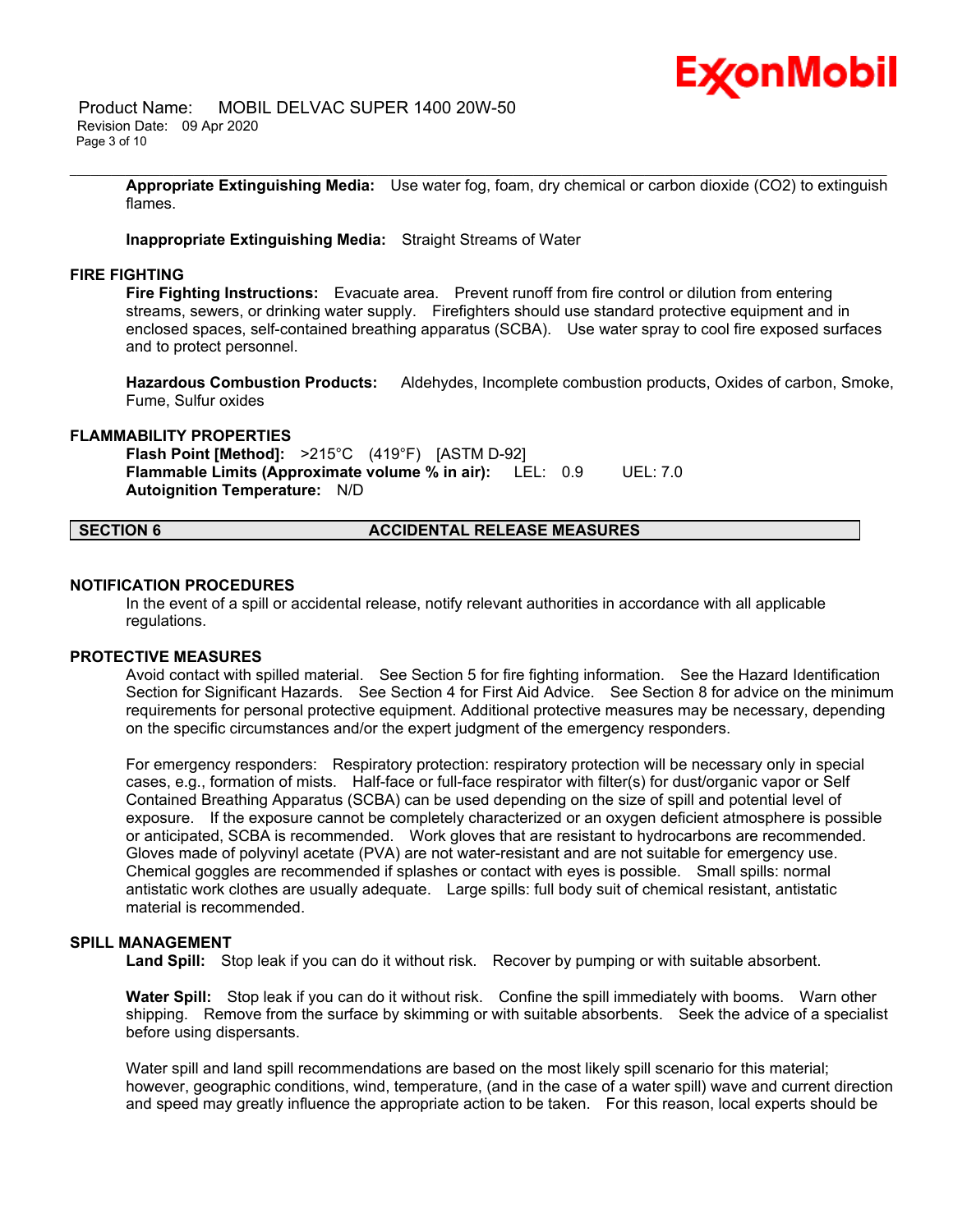**Appropriate Extinguishing Media:** Use water fog, foam, dry chemical or carbon dioxide ($CO_2$) to extinguish flames.

**Inappropriate Extinguishing Media:** Straight Streams of Water

### FIRE FIGHTING

**Fire Fighting Instructions:** Evacuate area. Prevent runoff from fire control or dilution from entering streams, sewers, or drinking water supply. Firefighters should use standard protective equipment and in enclosed spaces, self-contained breathing apparatus (SCBA). Use water spray to cool fire exposed surfaces and to protect personnel.

**Hazardous Combustion Products:** Aldehydes, Incomplete combustion products, Oxides of carbon, Smoke, Fume, Sulfur oxides

### FLAMMABILITY PROPERTIES

**Flash Point [Method]:** >215°C (419°F) [ASTM D-92]
**Flammable Limits (Approximate volume % in air):** LEL: 0.9 UEL: 7.0
**Autoignition Temperature:** N/D

## SECTION 6 ACCIDENTAL RELEASE MEASURES

### NOTIFICATION PROCEDURES

In the event of a spill or accidental release, notify relevant authorities in accordance with all applicable regulations.

### PROTECTIVE MEASURES

Avoid contact with spilled material. See Section 5 for fire fighting information. See the Hazard Identification Section for Significant Hazards. See Section 4 for First Aid Advice. See Section 8 for advice on the minimum requirements for personal protective equipment. Additional protective measures may be necessary, depending on the specific circumstances and/or the expert judgment of the emergency responders.

For emergency responders: Respiratory protection: respiratory protection will be necessary only in special cases, e.g., formation of mists. Half-face or full-face respirator with filter(s) for dust/organic vapor or Self Contained Breathing Apparatus (SCBA) can be used depending on the size of spill and potential level of exposure. If the exposure cannot be completely characterized or an oxygen deficient atmosphere is possible or anticipated, SCBA is recommended. Work gloves that are resistant to hydrocarbons are recommended. Gloves made of polyvinyl acetate (PVA) are not water-resistant and are not suitable for emergency use. Chemical goggles are recommended if splashes or contact with eyes is possible. Small spills: normal antistatic work clothes are usually adequate. Large spills: full body suit of chemical resistant, antistatic material is recommended.

### SPILL MANAGEMENT

**Land Spill:** Stop leak if you can do it without risk. Recover by pumping or with suitable absorbent.

**Water Spill:** Stop leak if you can do it without risk. Confine the spill immediately with booms. Warn other shipping. Remove from the surface by skimming or with suitable absorbents. Seek the advice of a specialist before using dispersants.

Water spill and land spill recommendations are based on the most likely spill scenario for this material; however, geographic conditions, wind, temperature, (and in the case of a water spill) wave and current direction and speed may greatly influence the appropriate action to be taken. For this reason, local experts should be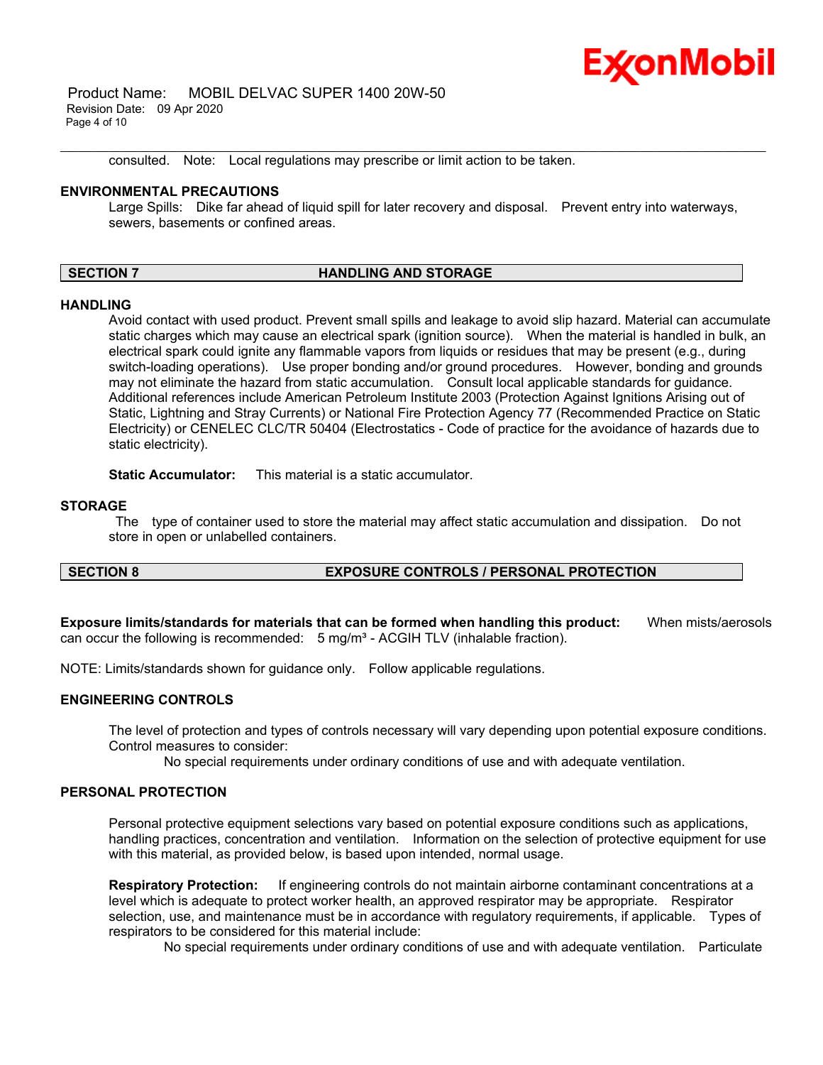consulted. Note: Local regulations may prescribe or limit action to be taken.

### ENVIRONMENTAL PRECAUTIONS

Large Spills: Dike far ahead of liquid spill for later recovery and disposal. Prevent entry into waterways, sewers, basements or confined areas.

## SECTION 7 HANDLING AND STORAGE

### HANDLING

Avoid contact with used product. Prevent small spills and leakage to avoid slip hazard. Material can accumulate static charges which may cause an electrical spark (ignition source). When the material is handled in bulk, an electrical spark could ignite any flammable vapors from liquids or residues that may be present (e.g., during switch-loading operations). Use proper bonding and/or ground procedures. However, bonding and grounds may not eliminate the hazard from static accumulation. Consult local applicable standards for guidance. Additional references include American Petroleum Institute 2003 (Protection Against Ignitions Arising out of Static, Lightning and Stray Currents) or National Fire Protection Agency 77 (Recommended Practice on Static Electricity) or CENELEC CLC/TR 50404 (Electrostatics - Code of practice for the avoidance of hazards due to static electricity).

**Static Accumulator:** This material is a static accumulator.

### STORAGE

The type of container used to store the material may affect static accumulation and dissipation. Do not store in open or unlabelled containers.

## SECTION 8 EXPOSURE CONTROLS / PERSONAL PROTECTION

**Exposure limits/standards for materials that can be formed when handling this product:** When mists/aerosols can occur the following is recommended: 5 mg/m³ - ACGIH TLV (inhalable fraction).

NOTE: Limits/standards shown for guidance only. Follow applicable regulations.

### ENGINEERING CONTROLS

The level of protection and types of controls necessary will vary depending upon potential exposure conditions. Control measures to consider:

No special requirements under ordinary conditions of use and with adequate ventilation.

### PERSONAL PROTECTION

Personal protective equipment selections vary based on potential exposure conditions such as applications, handling practices, concentration and ventilation. Information on the selection of protective equipment for use with this material, as provided below, is based upon intended, normal usage.

**Respiratory Protection:** If engineering controls do not maintain airborne contaminant concentrations at a level which is adequate to protect worker health, an approved respirator may be appropriate. Respirator selection, use, and maintenance must be in accordance with regulatory requirements, if applicable. Types of respirators to be considered for this material include:

No special requirements under ordinary conditions of use and with adequate ventilation. Particulate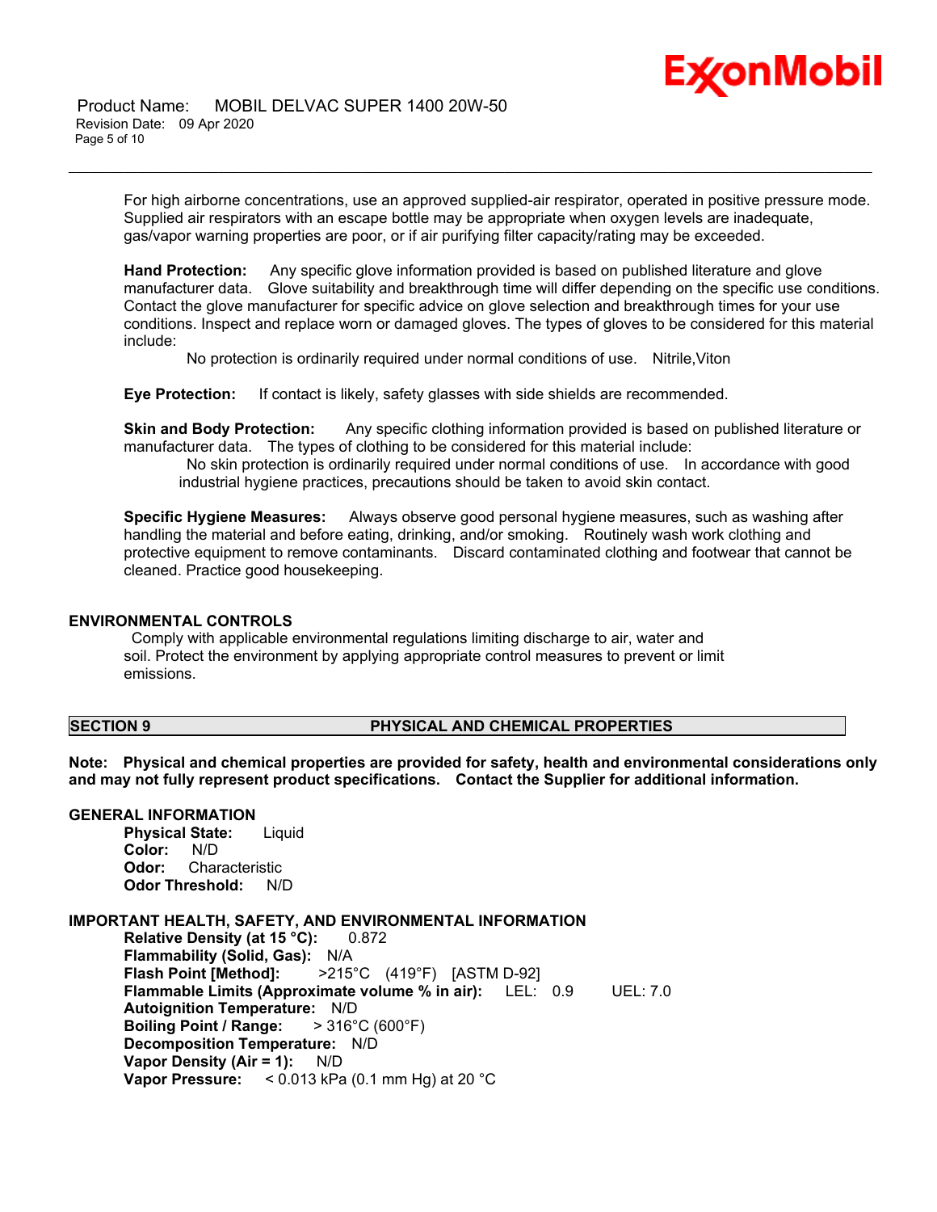For high airborne concentrations, use an approved supplied-air respirator, operated in positive pressure mode. Supplied air respirators with an escape bottle may be appropriate when oxygen levels are inadequate, gas/vapor warning properties are poor, or if air purifying filter capacity/rating may be exceeded.

**Hand Protection:** Any specific glove information provided is based on published literature and glove manufacturer data. Glove suitability and breakthrough time will differ depending on the specific use conditions. Contact the glove manufacturer for specific advice on glove selection and breakthrough times for your use conditions. Inspect and replace worn or damaged gloves. The types of gloves to be considered for this material include:

No protection is ordinarily required under normal conditions of use. Nitrile,Viton

**Eye Protection:** If contact is likely, safety glasses with side shields are recommended.

**Skin and Body Protection:** Any specific clothing information provided is based on published literature or manufacturer data. The types of clothing to be considered for this material include:

No skin protection is ordinarily required under normal conditions of use. In accordance with good industrial hygiene practices, precautions should be taken to avoid skin contact.

**Specific Hygiene Measures:** Always observe good personal hygiene measures, such as washing after handling the material and before eating, drinking, and/or smoking. Routinely wash work clothing and protective equipment to remove contaminants. Discard contaminated clothing and footwear that cannot be cleaned. Practice good housekeeping.

## ENVIRONMENTAL CONTROLS

Comply with applicable environmental regulations limiting discharge to air, water and soil. Protect the environment by applying appropriate control measures to prevent or limit emissions.

## SECTION 9 PHYSICAL AND CHEMICAL PROPERTIES

**Note: Physical and chemical properties are provided for safety, health and environmental considerations only and may not fully represent product specifications. Contact the Supplier for additional information.**

### GENERAL INFORMATION

**Physical State:** Liquid
**Color:** N/D
**Odor:** Characteristic
**Odor Threshold:** N/D

### IMPORTANT HEALTH, SAFETY, AND ENVIRONMENTAL INFORMATION

**Relative Density (at 15 °C):** 0.872
**Flammability (Solid, Gas):** N/A
**Flash Point [Method]:** >215°C (419°F) [ASTM D-92]
**Flammable Limits (Approximate volume % in air):** LEL: 0.9 UEL: 7.0
**Autoignition Temperature:** N/D
**Boiling Point / Range:** > 316°C (600°F)
**Decomposition Temperature:** N/D
**Vapor Density (Air = 1):** N/D
**Vapor Pressure:** < 0.013 kPa (0.1 mm Hg) at 20 °C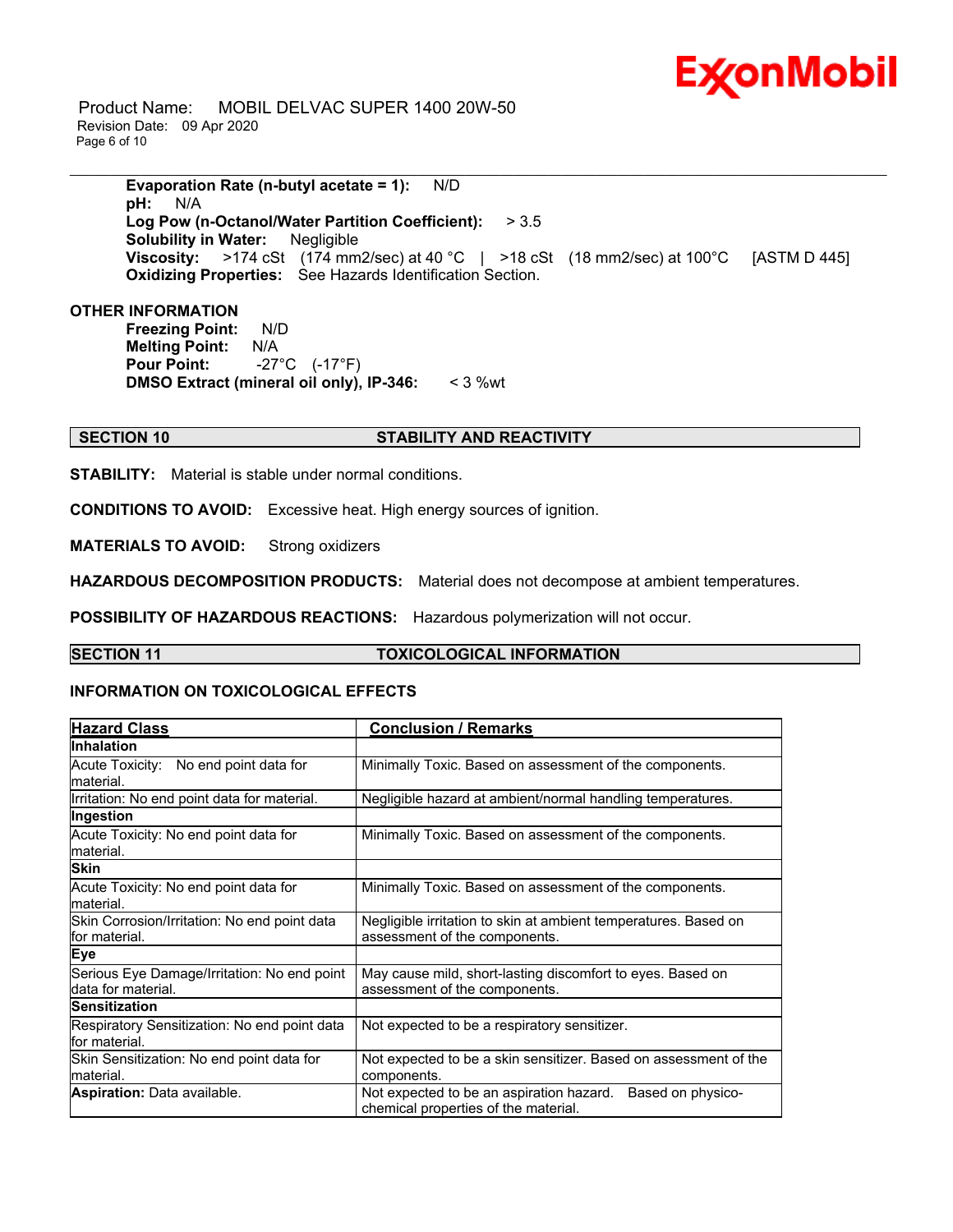**Evaporation Rate (n-butyl acetate = 1):** N/D
**pH:** N/A
**Log Pow (n-Octanol/Water Partition Coefficient):** > 3.5
**Solubility in Water:** Negligible
**Viscosity:** >174 cSt (174 mm2/sec) at 40 °C | >18 cSt (18 mm2/sec) at 100°C [ASTM D 445]
**Oxidizing Properties:** See Hazards Identification Section.

**OTHER INFORMATION**

**Freezing Point:** N/D
**Melting Point:** N/A
**Pour Point:** -27°C (-17°F)
**DMSO Extract (mineral oil only), IP-346:** < 3 %wt

## SECTION 10 STABILITY AND REACTIVITY

**STABILITY:** Material is stable under normal conditions.

**CONDITIONS TO AVOID:** Excessive heat. High energy sources of ignition.

**MATERIALS TO AVOID:** Strong oxidizers

**HAZARDOUS DECOMPOSITION PRODUCTS:** Material does not decompose at ambient temperatures.

**POSSIBILITY OF HAZARDOUS REACTIONS:** Hazardous polymerization will not occur.

## SECTION 11 TOXICOLOGICAL INFORMATION

### INFORMATION ON TOXICOLOGICAL EFFECTS

| Hazard Class | Conclusion / Remarks |
|---|---|
| **Inhalation** | |
| Acute Toxicity: No end point data for material. | Minimally Toxic. Based on assessment of the components. |
| Irritation: No end point data for material. | Negligible hazard at ambient/normal handling temperatures. |
| **Ingestion** | |
| Acute Toxicity: No end point data for material. | Minimally Toxic. Based on assessment of the components. |
| **Skin** | |
| Acute Toxicity: No end point data for material. | Minimally Toxic. Based on assessment of the components. |
| Skin Corrosion/Irritation: No end point data for material. | Negligible irritation to skin at ambient temperatures. Based on assessment of the components. |
| **Eye** | |
| Serious Eye Damage/Irritation: No end point data for material. | May cause mild, short-lasting discomfort to eyes. Based on assessment of the components. |
| **Sensitization** | |
| Respiratory Sensitization: No end point data for material. | Not expected to be a respiratory sensitizer. |
| Skin Sensitization: No end point data for material. | Not expected to be a skin sensitizer. Based on assessment of the components. |
| **Aspiration:** Data available. | Not expected to be an aspiration hazard. Based on physico-chemical properties of the material. |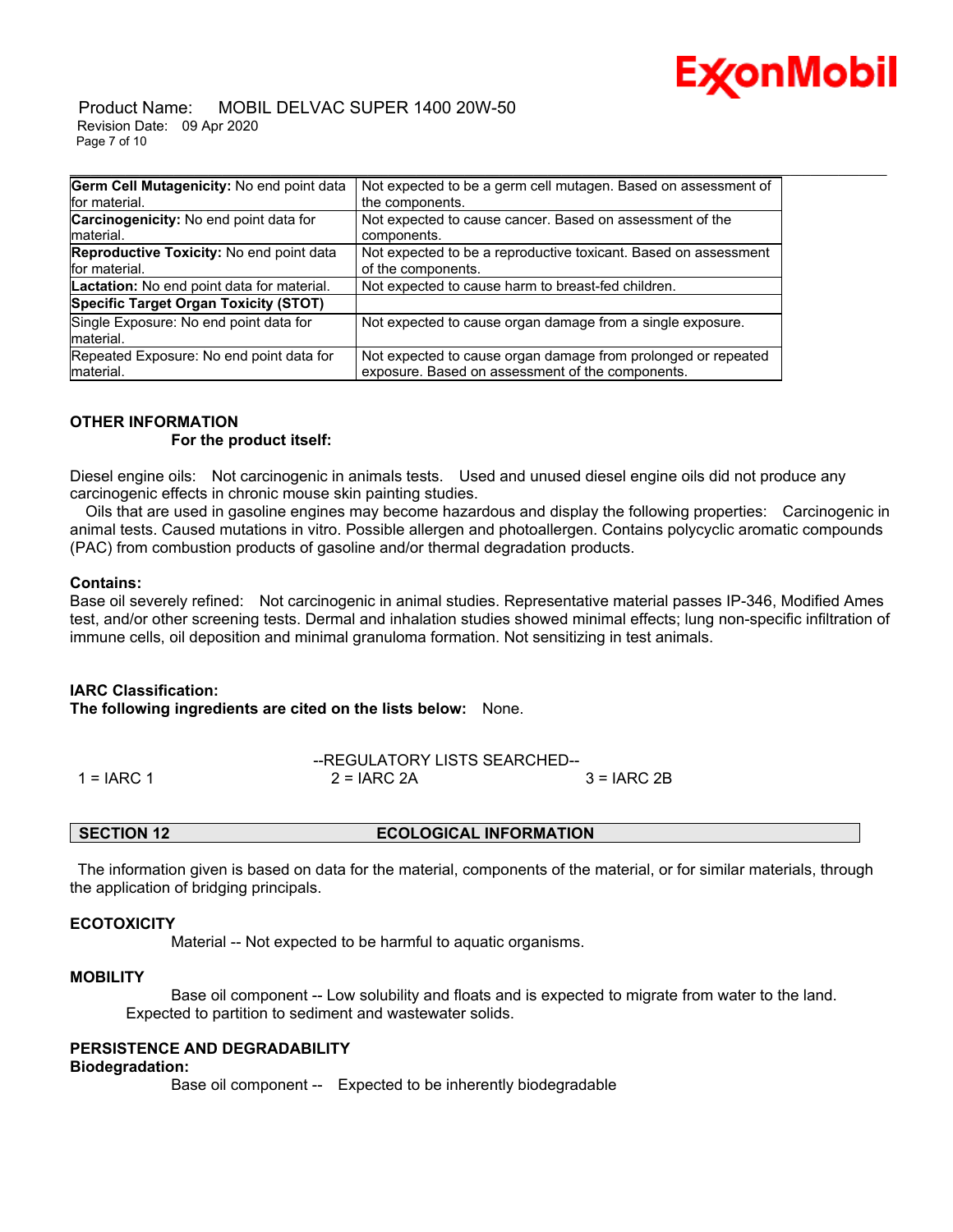| | |
|---|---|
| **Germ Cell Mutagenicity:** No end point data for material. | Not expected to be a germ cell mutagen. Based on assessment of the components. |
| **Carcinogenicity:** No end point data for material. | Not expected to cause cancer. Based on assessment of the components. |
| **Reproductive Toxicity:** No end point data for material. | Not expected to be a reproductive toxicant. Based on assessment of the components. |
| **Lactation:** No end point data for material. | Not expected to cause harm to breast-fed children. |
| **Specific Target Organ Toxicity (STOT)** | |
| Single Exposure: No end point data for material. | Not expected to cause organ damage from a single exposure. |
| Repeated Exposure: No end point data for material. | Not expected to cause organ damage from prolonged or repeated exposure. Based on assessment of the components. |

**OTHER INFORMATION**

**For the product itself:**

Diesel engine oils: Not carcinogenic in animals tests. Used and unused diesel engine oils did not produce any carcinogenic effects in chronic mouse skin painting studies.
Oils that are used in gasoline engines may become hazardous and display the following properties: Carcinogenic in animal tests. Caused mutations in vitro. Possible allergen and photoallergen. Contains polycyclic aromatic compounds (PAC) from combustion products of gasoline and/or thermal degradation products.

**Contains:**
Base oil severely refined: Not carcinogenic in animal studies. Representative material passes IP-346, Modified Ames test, and/or other screening tests. Dermal and inhalation studies showed minimal effects; lung non-specific infiltration of immune cells, oil deposition and minimal granuloma formation. Not sensitizing in test animals.

**IARC Classification:**
**The following ingredients are cited on the lists below:** None.

--REGULATORY LISTS SEARCHED--

1 = IARC 1 2 = IARC 2A 3 = IARC 2B

## SECTION 12 ECOLOGICAL INFORMATION

The information given is based on data for the material, components of the material, or for similar materials, through the application of bridging principals.

**ECOTOXICITY**

Material -- Not expected to be harmful to aquatic organisms.

**MOBILITY**

Base oil component -- Low solubility and floats and is expected to migrate from water to the land. Expected to partition to sediment and wastewater solids.

**PERSISTENCE AND DEGRADABILITY**
**Biodegradation:**

Base oil component -- Expected to be inherently biodegradable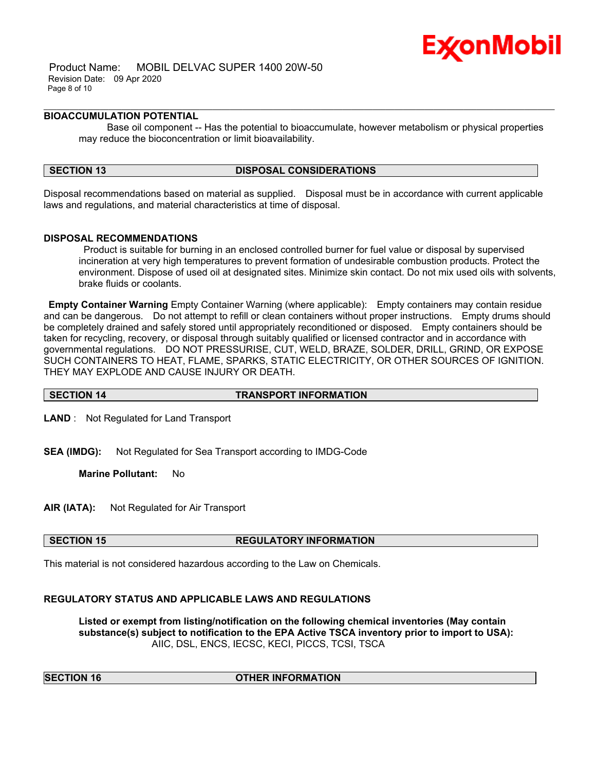### BIOACCUMULATION POTENTIAL

Base oil component -- Has the potential to bioaccumulate, however metabolism or physical properties may reduce the bioconcentration or limit bioavailability.

## SECTION 13 DISPOSAL CONSIDERATIONS

Disposal recommendations based on material as supplied. Disposal must be in accordance with current applicable laws and regulations, and material characteristics at time of disposal.

### DISPOSAL RECOMMENDATIONS

Product is suitable for burning in an enclosed controlled burner for fuel value or disposal by supervised incineration at very high temperatures to prevent formation of undesirable combustion products. Protect the environment. Dispose of used oil at designated sites. Minimize skin contact. Do not mix used oils with solvents, brake fluids or coolants.

**Empty Container Warning** Empty Container Warning (where applicable): Empty containers may contain residue and can be dangerous. Do not attempt to refill or clean containers without proper instructions. Empty drums should be completely drained and safely stored until appropriately reconditioned or disposed. Empty containers should be taken for recycling, recovery, or disposal through suitably qualified or licensed contractor and in accordance with governmental regulations. DO NOT PRESSURISE, CUT, WELD, BRAZE, SOLDER, DRILL, GRIND, OR EXPOSE SUCH CONTAINERS TO HEAT, FLAME, SPARKS, STATIC ELECTRICITY, OR OTHER SOURCES OF IGNITION. THEY MAY EXPLODE AND CAUSE INJURY OR DEATH.

## SECTION 14 TRANSPORT INFORMATION

**LAND** : Not Regulated for Land Transport

**SEA (IMDG):** Not Regulated for Sea Transport according to IMDG-Code

**Marine Pollutant:** No

**AIR (IATA):** Not Regulated for Air Transport

## SECTION 15 REGULATORY INFORMATION

This material is not considered hazardous according to the Law on Chemicals.

### REGULATORY STATUS AND APPLICABLE LAWS AND REGULATIONS

**Listed or exempt from listing/notification on the following chemical inventories (May contain substance(s) subject to notification to the EPA Active TSCA inventory prior to import to USA):**
AIIC, DSL, ENCS, IECSC, KECI, PICCS, TCSI, TSCA

## SECTION 16 OTHER INFORMATION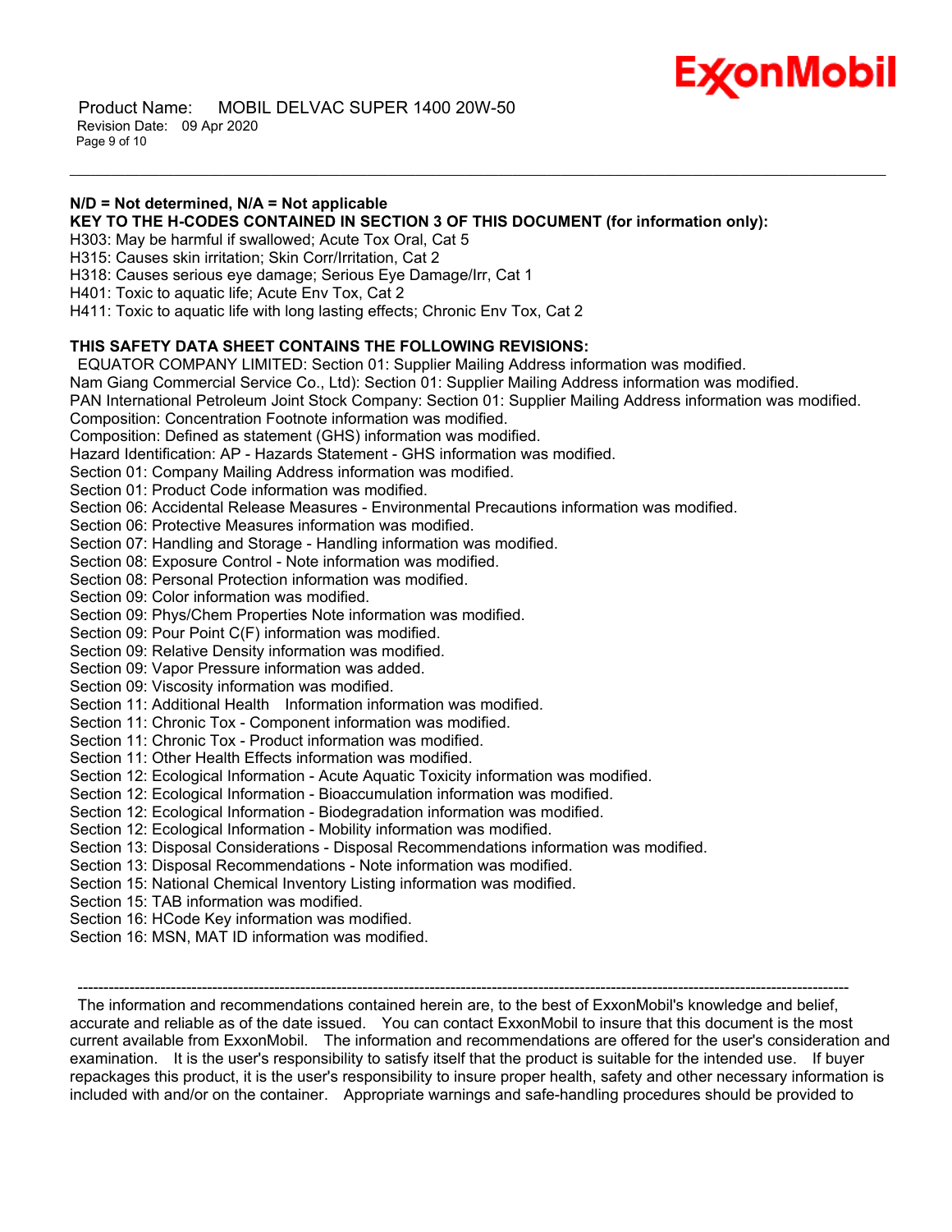**N/D = Not determined, N/A = Not applicable**

**KEY TO THE H-CODES CONTAINED IN SECTION 3 OF THIS DOCUMENT (for information only):**

H303: May be harmful if swallowed; Acute Tox Oral, Cat 5
H315: Causes skin irritation; Skin Corr/Irritation, Cat 2
H318: Causes serious eye damage; Serious Eye Damage/Irr, Cat 1
H401: Toxic to aquatic life; Acute Env Tox, Cat 2
H411: Toxic to aquatic life with long lasting effects; Chronic Env Tox, Cat 2

**THIS SAFETY DATA SHEET CONTAINS THE FOLLOWING REVISIONS:**

EQUATOR COMPANY LIMITED: Section 01: Supplier Mailing Address information was modified.
Nam Giang Commercial Service Co., Ltd): Section 01: Supplier Mailing Address information was modified.
PAN International Petroleum Joint Stock Company: Section 01: Supplier Mailing Address information was modified.
Composition: Concentration Footnote information was modified.
Composition: Defined as statement (GHS) information was modified.
Hazard Identification: AP - Hazards Statement - GHS information was modified.
Section 01: Company Mailing Address information was modified.
Section 01: Product Code information was modified.
Section 06: Accidental Release Measures - Environmental Precautions information was modified.
Section 06: Protective Measures information was modified.
Section 07: Handling and Storage - Handling information was modified.
Section 08: Exposure Control - Note information was modified.
Section 08: Personal Protection information was modified.
Section 09: Color information was modified.
Section 09: Phys/Chem Properties Note information was modified.
Section 09: Pour Point C(F) information was modified.
Section 09: Relative Density information was modified.
Section 09: Vapor Pressure information was added.
Section 09: Viscosity information was modified.
Section 11: Additional Health Information information was modified.
Section 11: Chronic Tox - Component information was modified.
Section 11: Chronic Tox - Product information was modified.
Section 11: Other Health Effects information was modified.
Section 12: Ecological Information - Acute Aquatic Toxicity information was modified.
Section 12: Ecological Information - Bioaccumulation information was modified.
Section 12: Ecological Information - Biodegradation information was modified.
Section 12: Ecological Information - Mobility information was modified.
Section 13: Disposal Considerations - Disposal Recommendations information was modified.
Section 13: Disposal Recommendations - Note information was modified.
Section 15: National Chemical Inventory Listing information was modified.
Section 15: TAB information was modified.
Section 16: HCode Key information was modified.
Section 16: MSN, MAT ID information was modified.

---

The information and recommendations contained herein are, to the best of ExxonMobil's knowledge and belief, accurate and reliable as of the date issued. You can contact ExxonMobil to insure that this document is the most current available from ExxonMobil. The information and recommendations are offered for the user's consideration and examination. It is the user's responsibility to satisfy itself that the product is suitable for the intended use. If buyer repackages this product, it is the user's responsibility to insure proper health, safety and other necessary information is included with and/or on the container. Appropriate warnings and safe-handling procedures should be provided to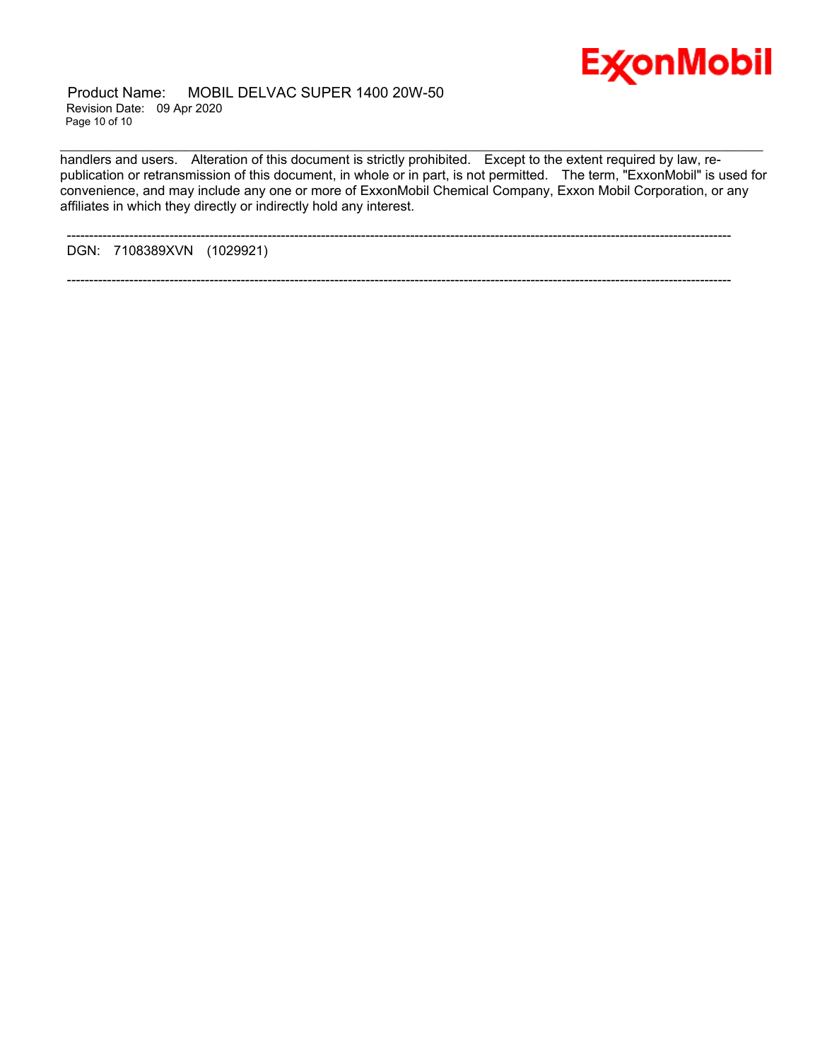handlers and users. Alteration of this document is strictly prohibited. Except to the extent required by law, re-publication or retransmission of this document, in whole or in part, is not permitted. The term, "ExxonMobil" is used for convenience, and may include any one or more of ExxonMobil Chemical Company, Exxon Mobil Corporation, or any affiliates in which they directly or indirectly hold any interest.

---

DGN: 7108389XVN (1029921)

---